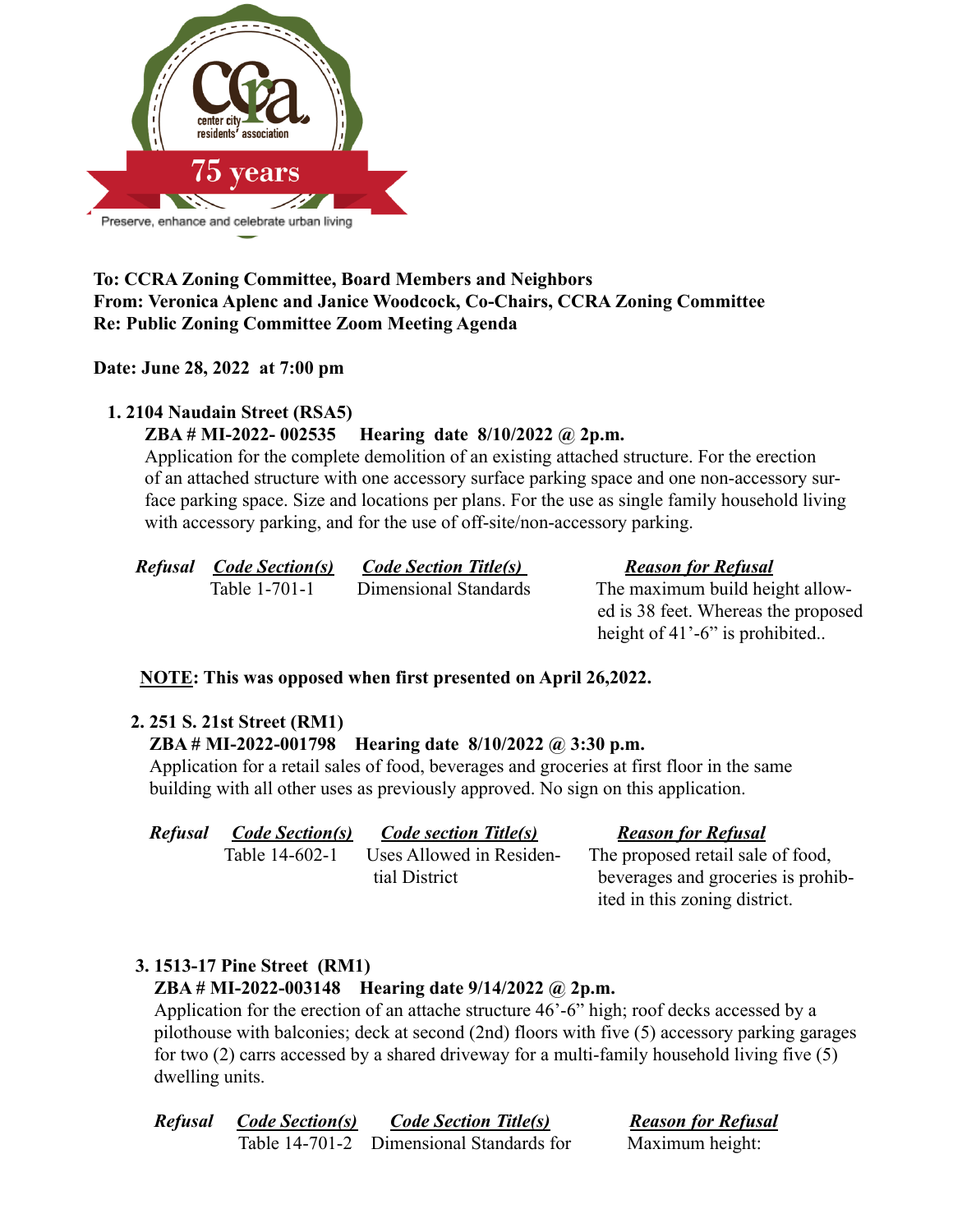center city residents' association

75 years

Preserve, enhance and celebrate urban living

**To: CCRA Zoning Committee, Board Members and Neighbors**
**From: Veronica Aplenc and Janice Woodcock, Co-Chairs, CCRA Zoning Committee**
**Re: Public Zoning Committee Zoom Meeting Agenda**

**Date: June 28, 2022 at 7:00 pm**

1. **2104 Naudain Street (RSA5)**
   **ZBA # MI-2022- 002535 Hearing date 8/10/2022 @ 2p.m.**
   Application for the complete demolition of an existing attached structure. For the erection of an attached structure with one accessory surface parking space and one non-accessory surface parking space. Size and locations per plans. For the use as single family household living with accessory parking, and for the use of off-site/non-accessory parking.

| *Refusal* | *Code Section(s)* | *Code Section Title(s)* | *Reason for Refusal* |
|---|---|---|---|
| | Table 1-701-1 | Dimensional Standards | The maximum build height allowed is 38 feet. Whereas the proposed height of 41'-6" is prohibited.. |

**NOTE: This was opposed when first presented on April 26,2022.**

2. **251 S. 21st Street (RM1)**
   **ZBA # MI-2022-001798 Hearing date 8/10/2022 @ 3:30 p.m.**
   Application for a retail sales of food, beverages and groceries at first floor in the same building with all other uses as previously approved. No sign on this application.

| *Refusal* | *Code Section(s)* | *Code section Title(s)* | *Reason for Refusal* |
|---|---|---|---|
| | Table 14-602-1 | Uses Allowed in Residential District | The proposed retail sale of food, beverages and groceries is prohibited in this zoning district. |

3. **1513-17 Pine Street (RM1)**
   **ZBA # MI-2022-003148 Hearing date 9/14/2022 @ 2p.m.**
   Application for the erection of an attache structure 46'-6" high; roof decks accessed by a pilothouse with balconies; deck at second (2nd) floors with five (5) accessory parking garages for two (2) carrs accessed by a shared driveway for a multi-family household living five (5) dwelling units.

| *Refusal* | *Code Section(s)* | *Code Section Title(s)* | *Reason for Refusal* |
|---|---|---|---|
| | Table 14-701-2 | Dimensional Standards for | Maximum height: |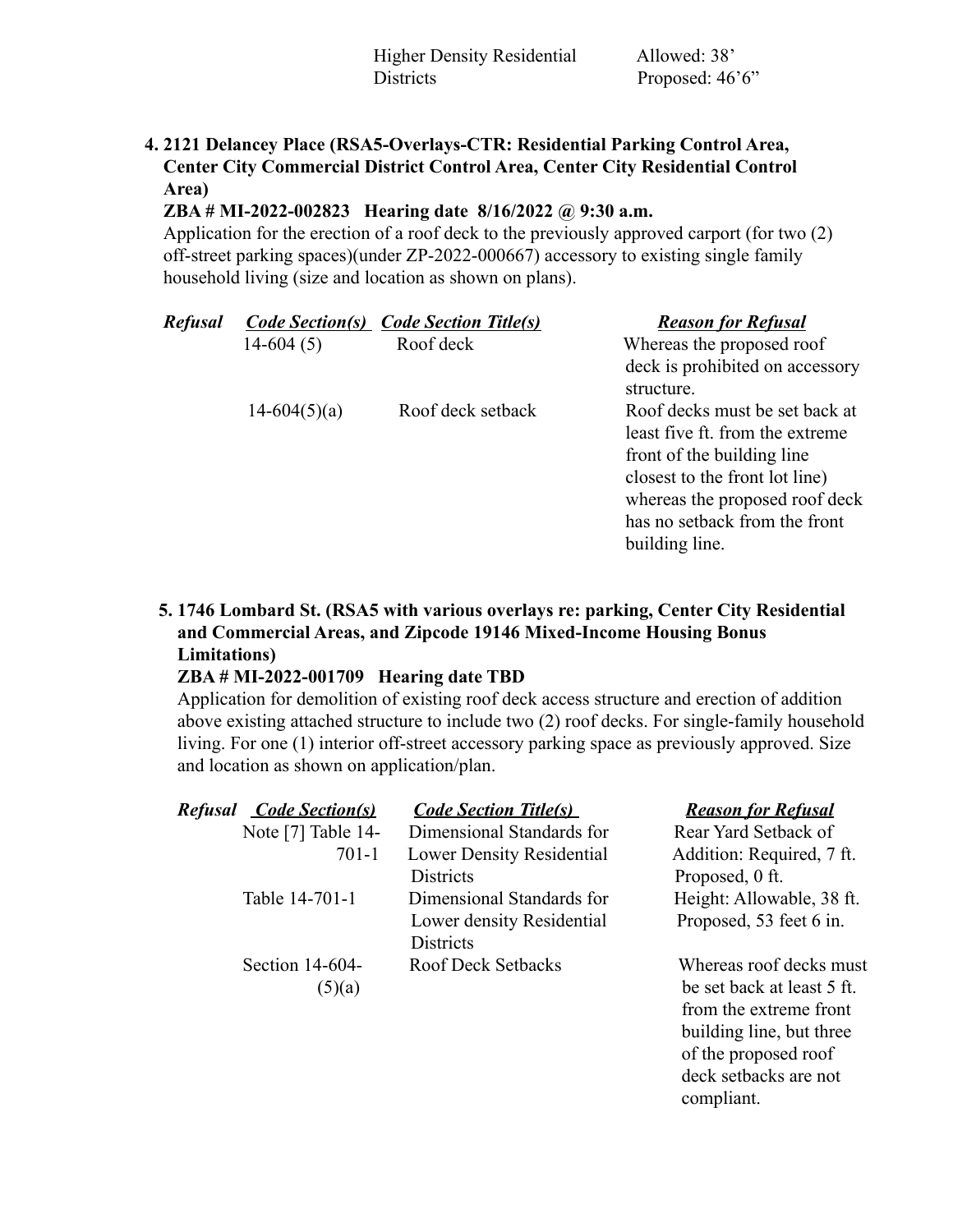| | | | |
|---|---|---|---|
| | | Higher Density Residential Districts | Allowed: 38' Proposed: 46'6" |

**4. 2121 Delancey Place (RSA5-Overlays-CTR: Residential Parking Control Area, Center City Commercial District Control Area, Center City Residential Control Area)**

**ZBA # MI-2022-002823 Hearing date 8/16/2022 @ 9:30 a.m.**

Application for the erection of a roof deck to the previously approved carport (for two (2) off-street parking spaces)(under ZP-2022-000667) accessory to existing single family household living (size and location as shown on plans).

| ***Refusal*** | ***Code Section(s)*** | ***Code Section Title(s)*** | ***Reason for Refusal*** |
|---|---|---|---|
| | 14-604 (5) | Roof deck | Whereas the proposed roof deck is prohibited on accessory structure. |
| | 14-604(5)(a) | Roof deck setback | Roof decks must be set back at least five ft. from the extreme front of the building line closest to the front lot line) whereas the proposed roof deck has no setback from the front building line. |

**5. 1746 Lombard St. (RSA5 with various overlays re: parking, Center City Residential and Commercial Areas, and Zipcode 19146 Mixed-Income Housing Bonus Limitations)**

**ZBA # MI-2022-001709 Hearing date TBD**

Application for demolition of existing roof deck access structure and erection of addition above existing attached structure to include two (2) roof decks. For single-family household living. For one (1) interior off-street accessory parking space as previously approved. Size and location as shown on application/plan.

| ***Refusal*** | ***Code Section(s)*** | ***Code Section Title(s)*** | ***Reason for Refusal*** |
|---|---|---|---|
| | Note [7] Table 14-701-1 | Dimensional Standards for Lower Density Residential Districts | Rear Yard Setback of Addition: Required, 7 ft. Proposed, 0 ft. |
| | Table 14-701-1 | Dimensional Standards for Lower density Residential Districts | Height: Allowable, 38 ft. Proposed, 53 feet 6 in. |
| | Section 14-604-(5)(a) | Roof Deck Setbacks | Whereas roof decks must be set back at least 5 ft. from the extreme front building line, but three of the proposed roof deck setbacks are not compliant. |